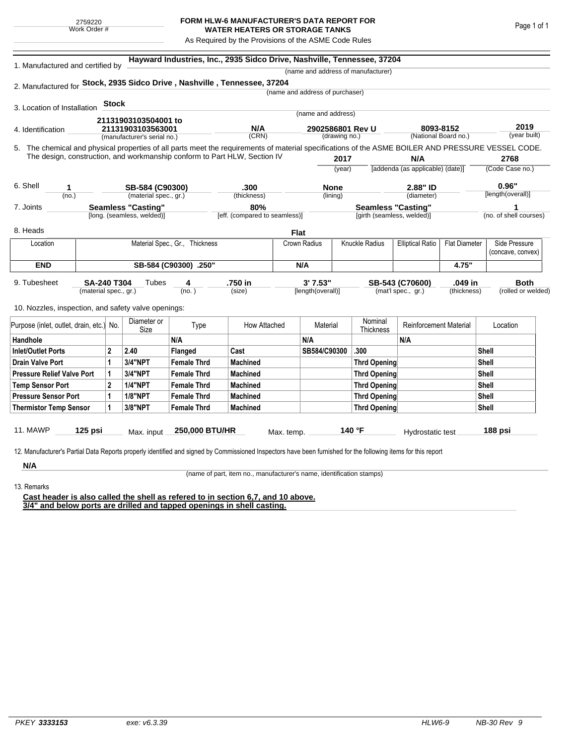2759220
Work Order #

# FORM HLW-6 MANUFACTURER'S DATA REPORT FOR WATER HEATERS OR STORAGE TANKS

As Required by the Provisions of the ASME Code Rules

1. Manufactured and certified by **Hayward Industries, Inc., 2935 Sidco Drive, Nashville, Tennessee, 37204**
(name and address of manufacturer)

2. Manufactured for **Stock, 2935 Sidco Drive , Nashville , Tennessee, 37204**
(name and address of purchaser)

3. Location of Installation **Stock**
(name and address)

4. Identification **21131903103504001 to 21131903103563001** (manufacturer's serial no.) **N/A** (CRN) **2902586801 Rev U** (drawing no.) **8093-8152** (National Board no.) **2019** (year built)

5. The chemical and physical properties of all parts meet the requirements of material specifications of the ASME BOILER AND PRESSURE VESSEL CODE. The design, construction, and workmanship conform to Part HLW, Section IV **2017** (year) **N/A** [addenda (as applicable) (date)] **2768** (Code Case no.)

6. Shell **1** (no.) **SB-584 (C90300)** (material spec., gr.) **.300** (thickness) **None** (lining) **2.88" ID** (diameter) **0.96"** [length(overall)]

7. Joints **Seamless "Casting"** [long. (seamless, welded)] **80%** [eff. (compared to seamless)] **Seamless "Casting"** [girth (seamless, welded)] **1** (no. of shell courses)

8. Heads **Flat**

| Location | Material Spec., Gr., Thickness | Crown Radius | Knuckle Radius | Elliptical Ratio | Flat Diameter | Side Pressure (concave, convex) |
|---|---|---|---|---|---|---|
| **END** | **SB-584 (C90300) .250"** | **N/A** | | | **4.75"** | |

9. Tubesheet **SA-240 T304** (material spec., gr.) Tubes **4** (no.) **.750 in** (size) **3' 7.53"** [length(overall)] **SB-543 (C70600)** (mat'l spec., gr.) **.049 in** (thickness) **Both** (rolled or welded)

10. Nozzles, inspection, and safety valve openings:

| Purpose (inlet, outlet, drain, etc.) | No. | Diameter or Size | Type | How Attached | Material | Nominal Thickness | Reinforcement Material | Location |
|---|---|---|---|---|---|---|---|---|
| **Handhole** | | | **N/A** | | **N/A** | | **N/A** | |
| **Inlet/Outlet Ports** | **2** | **2.40** | **Flanged** | **Cast** | **SB584/C90300** | **.300** | | **Shell** |
| **Drain Valve Port** | **1** | **3/4"NPT** | **Female Thrd** | **Machined** | | **Thrd Opening** | | **Shell** |
| **Pressure Relief Valve Port** | **1** | **3/4"NPT** | **Female Thrd** | **Machined** | | **Thrd Opening** | | **Shell** |
| **Temp Sensor Port** | **2** | **1/4"NPT** | **Female Thrd** | **Machined** | | **Thrd Opening** | | **Shell** |
| **Pressure Sensor Port** | **1** | **1/8"NPT** | **Female Thrd** | **Machined** | | **Thrd Opening** | | **Shell** |
| **Thermistor Temp Sensor** | **1** | **3/8"NPT** | **Female Thrd** | **Machined** | | **Thrd Opening** | | **Shell** |

11. MAWP **125 psi** Max. input **250,000 BTU/HR** Max. temp. **140 °F** Hydrostatic test **188 psi**

12. Manufacturer's Partial Data Reports properly identified and signed by Commissioned Inspectors have been furnished for the following items for this report

**N/A**
(name of part, item no., manufacturer's name, identification stamps)

13. Remarks

**Cast header is also called the shell as refered to in section 6,7, and 10 above.**
**3/4" and below ports are drilled and tapped openings in shell casting.**

PKEY **3333153** exe: v6.3.39 HLW6-9 NB-30 Rev 9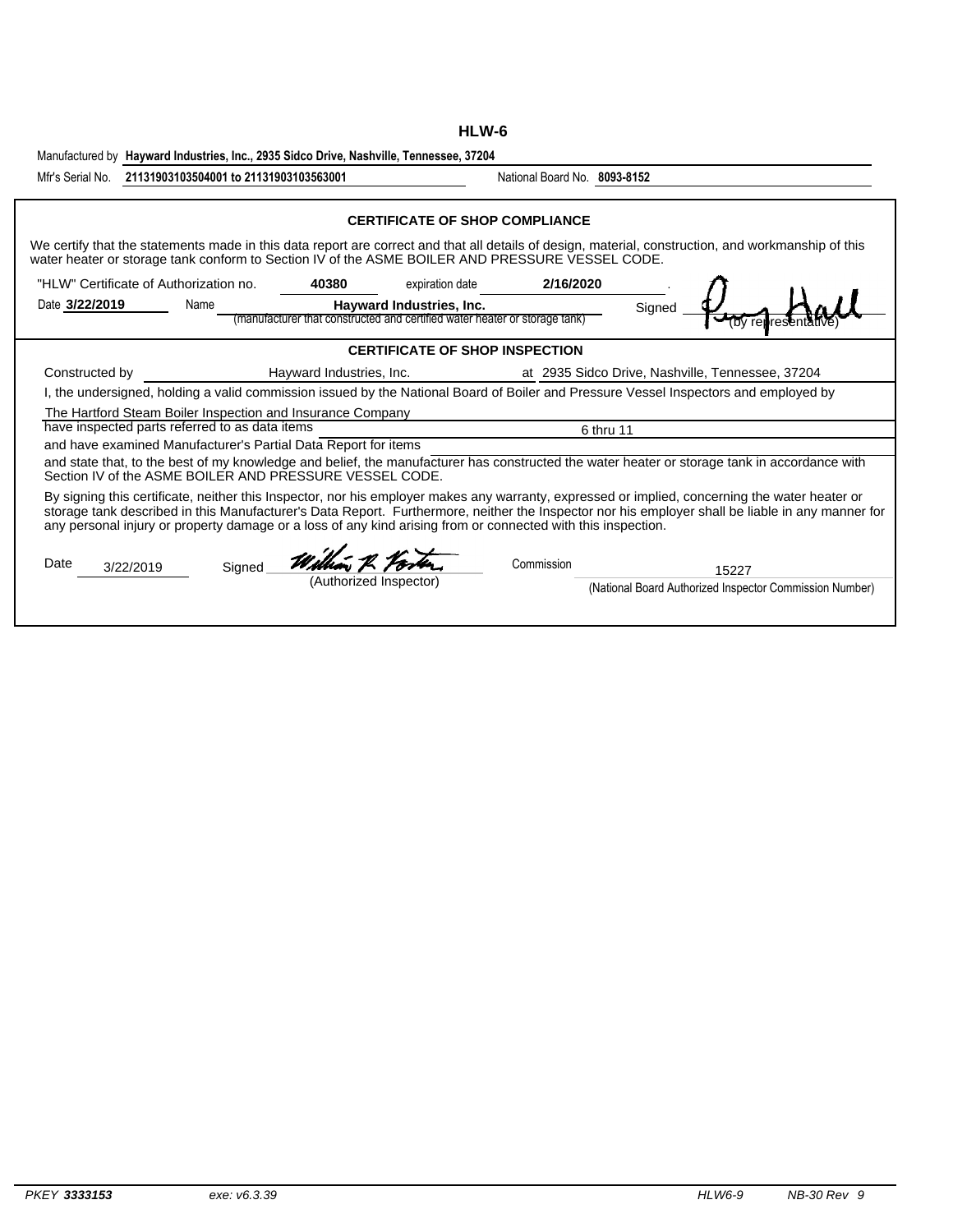# HLW-6

Manufactured by **Hayward Industries, Inc., 2935 Sidco Drive, Nashville, Tennessee, 37204**

Mfr's Serial No. **21131903103504001 to 21131903103563001** National Board No. **8093-8152**

## CERTIFICATE OF SHOP COMPLIANCE

We certify that the statements made in this data report are correct and that all details of design, material, construction, and workmanship of this water heater or storage tank conform to Section IV of the ASME BOILER AND PRESSURE VESSEL CODE.

"HLW" Certificate of Authorization no. **40380** expiration date **2/16/2020** .

Date **3/22/2019** Name **Hayward Industries, Inc.** Signed Perry Hall
(manufacturer that constructed and certified water heater or storage tank) (by representative)

## CERTIFICATE OF SHOP INSPECTION

Constructed by Hayward Industries, Inc. at 2935 Sidco Drive, Nashville, Tennessee, 37204

I, the undersigned, holding a valid commission issued by the National Board of Boiler and Pressure Vessel Inspectors and employed by The Hartford Steam Boiler Inspection and Insurance Company

have inspected parts referred to as data items 6 thru 11

and have examined Manufacturer's Partial Data Report for items

and state that, to the best of my knowledge and belief, the manufacturer has constructed the water heater or storage tank in accordance with Section IV of the ASME BOILER AND PRESSURE VESSEL CODE.

By signing this certificate, neither this Inspector, nor his employer makes any warranty, expressed or implied, concerning the water heater or storage tank described in this Manufacturer's Data Report. Furthermore, neither the Inspector nor his employer shall be liable in any manner for any personal injury or property damage or a loss of any kind arising from or connected with this inspection.

Date 3/22/2019 Signed William R. Foster Commission 15227
(Authorized Inspector) (National Board Authorized Inspector Commission Number)